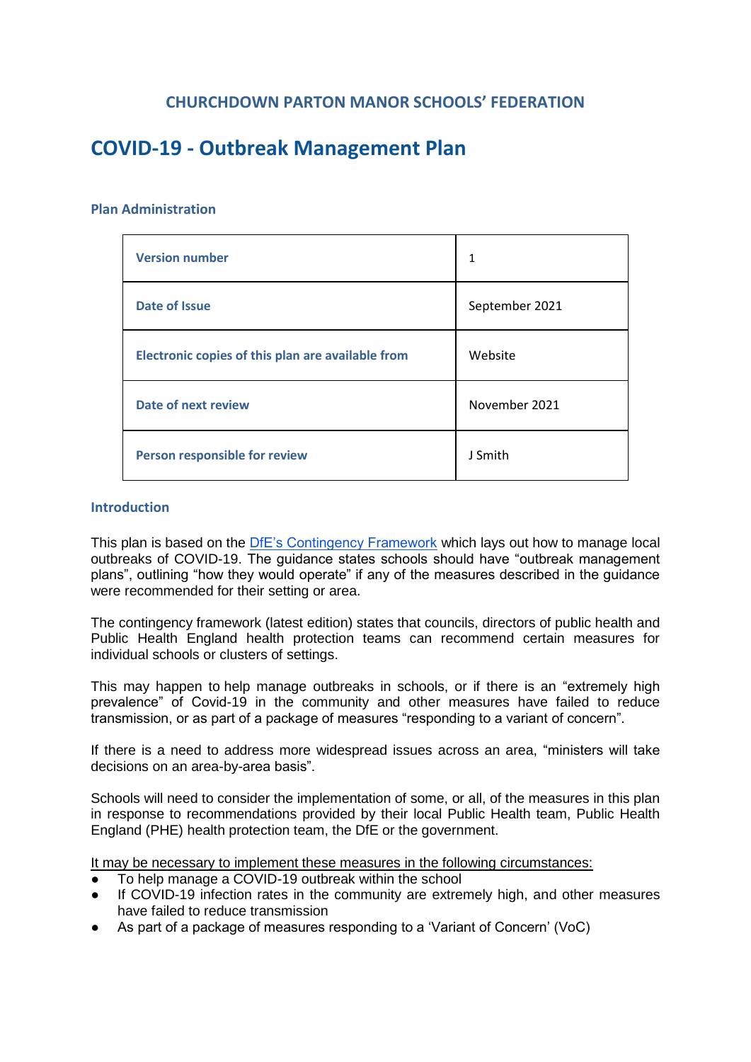## CHURCHDOWN PARTON MANOR SCHOOLS' FEDERATION

# COVID-19 - Outbreak Management Plan

### Plan Administration

| | |
|---|---|
| **Version number** | 1 |
| **Date of Issue** | September 2021 |
| **Electronic copies of this plan are available from** | Website |
| **Date of next review** | November 2021 |
| **Person responsible for review** | J Smith |

### Introduction

This plan is based on the DfE's Contingency Framework which lays out how to manage local outbreaks of COVID-19. The guidance states schools should have "outbreak management plans", outlining "how they would operate" if any of the measures described in the guidance were recommended for their setting or area.

The contingency framework (latest edition) states that councils, directors of public health and Public Health England health protection teams can recommend certain measures for individual schools or clusters of settings.

This may happen to help manage outbreaks in schools, or if there is an "extremely high prevalence" of Covid-19 in the community and other measures have failed to reduce transmission, or as part of a package of measures "responding to a variant of concern".

If there is a need to address more widespread issues across an area, "ministers will take decisions on an area-by-area basis".

Schools will need to consider the implementation of some, or all, of the measures in this plan in response to recommendations provided by their local Public Health team, Public Health England (PHE) health protection team, the DfE or the government.

<u>It may be necessary to implement these measures in the following circumstances:</u>

- To help manage a COVID-19 outbreak within the school
- If COVID-19 infection rates in the community are extremely high, and other measures have failed to reduce transmission
- As part of a package of measures responding to a 'Variant of Concern' (VoC)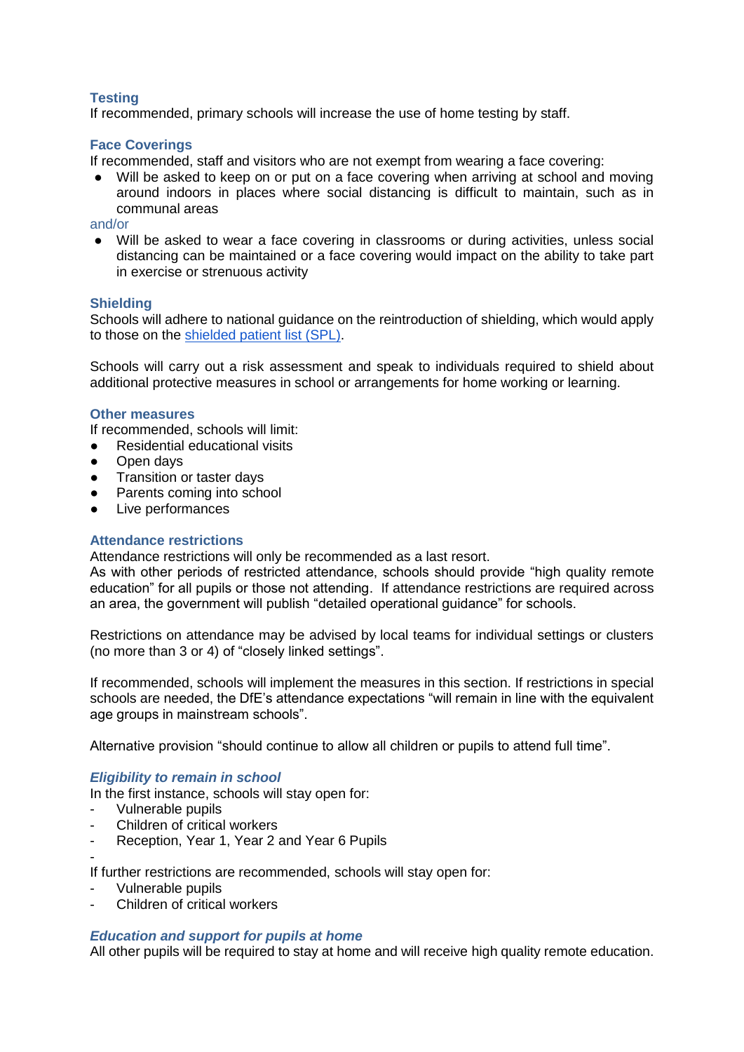### Testing

If recommended, primary schools will increase the use of home testing by staff.

### Face Coverings

If recommended, staff and visitors who are not exempt from wearing a face covering:

- Will be asked to keep on or put on a face covering when arriving at school and moving around indoors in places where social distancing is difficult to maintain, such as in communal areas

and/or

- Will be asked to wear a face covering in classrooms or during activities, unless social distancing can be maintained or a face covering would impact on the ability to take part in exercise or strenuous activity

### Shielding

Schools will adhere to national guidance on the reintroduction of shielding, which would apply to those on the [shielded patient list (SPL)](#).

Schools will carry out a risk assessment and speak to individuals required to shield about additional protective measures in school or arrangements for home working or learning.

### Other measures

If recommended, schools will limit:

- Residential educational visits
- Open days
- Transition or taster days
- Parents coming into school
- Live performances

### Attendance restrictions

Attendance restrictions will only be recommended as a last resort.
As with other periods of restricted attendance, schools should provide "high quality remote education" for all pupils or those not attending. If attendance restrictions are required across an area, the government will publish "detailed operational guidance" for schools.

Restrictions on attendance may be advised by local teams for individual settings or clusters (no more than 3 or 4) of "closely linked settings".

If recommended, schools will implement the measures in this section. If restrictions in special schools are needed, the DfE's attendance expectations "will remain in line with the equivalent age groups in mainstream schools".

Alternative provision "should continue to allow all children or pupils to attend full time".

#### *Eligibility to remain in school*

In the first instance, schools will stay open for:

- Vulnerable pupils
- Children of critical workers
- Reception, Year 1, Year 2 and Year 6 Pupils
-

If further restrictions are recommended, schools will stay open for:

- Vulnerable pupils
- Children of critical workers

#### *Education and support for pupils at home*

All other pupils will be required to stay at home and will receive high quality remote education.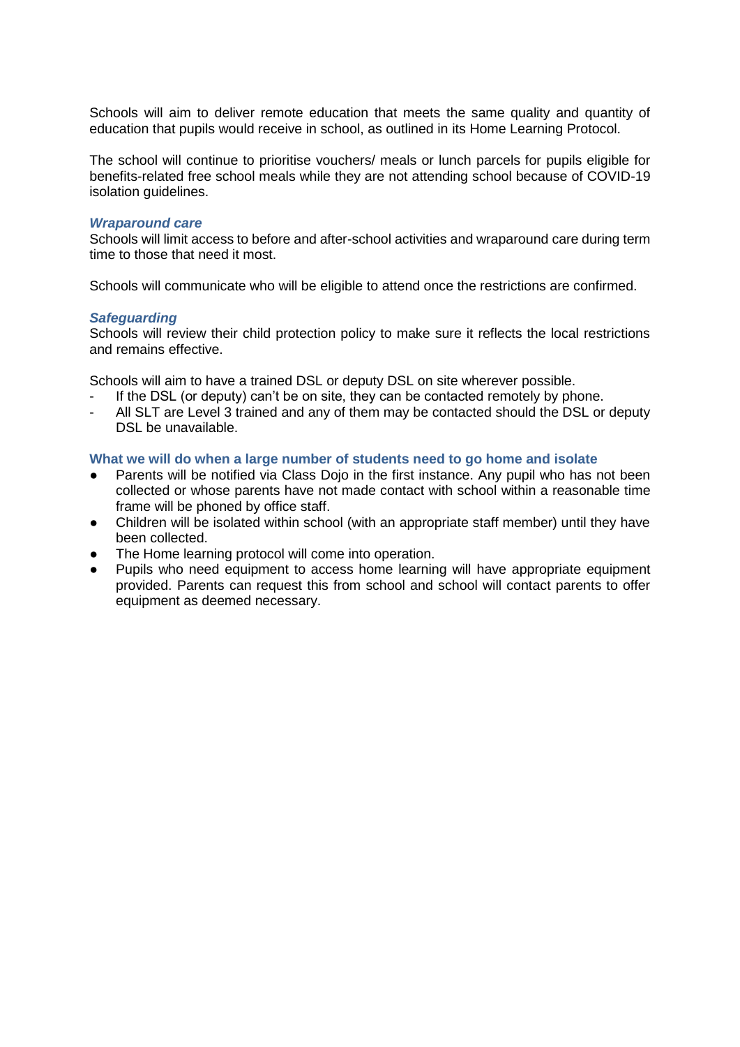Schools will aim to deliver remote education that meets the same quality and quantity of education that pupils would receive in school, as outlined in its Home Learning Protocol.

The school will continue to prioritise vouchers/ meals or lunch parcels for pupils eligible for benefits-related free school meals while they are not attending school because of COVID-19 isolation guidelines.

***Wraparound care***

Schools will limit access to before and after-school activities and wraparound care during term time to those that need it most.

Schools will communicate who will be eligible to attend once the restrictions are confirmed.

***Safeguarding***

Schools will review their child protection policy to make sure it reflects the local restrictions and remains effective.

Schools will aim to have a trained DSL or deputy DSL on site wherever possible.

- If the DSL (or deputy) can't be on site, they can be contacted remotely by phone.
- All SLT are Level 3 trained and any of them may be contacted should the DSL or deputy DSL be unavailable.

**What we will do when a large number of students need to go home and isolate**

- Parents will be notified via Class Dojo in the first instance. Any pupil who has not been collected or whose parents have not made contact with school within a reasonable time frame will be phoned by office staff.
- Children will be isolated within school (with an appropriate staff member) until they have been collected.
- The Home learning protocol will come into operation.
- Pupils who need equipment to access home learning will have appropriate equipment provided. Parents can request this from school and school will contact parents to offer equipment as deemed necessary.